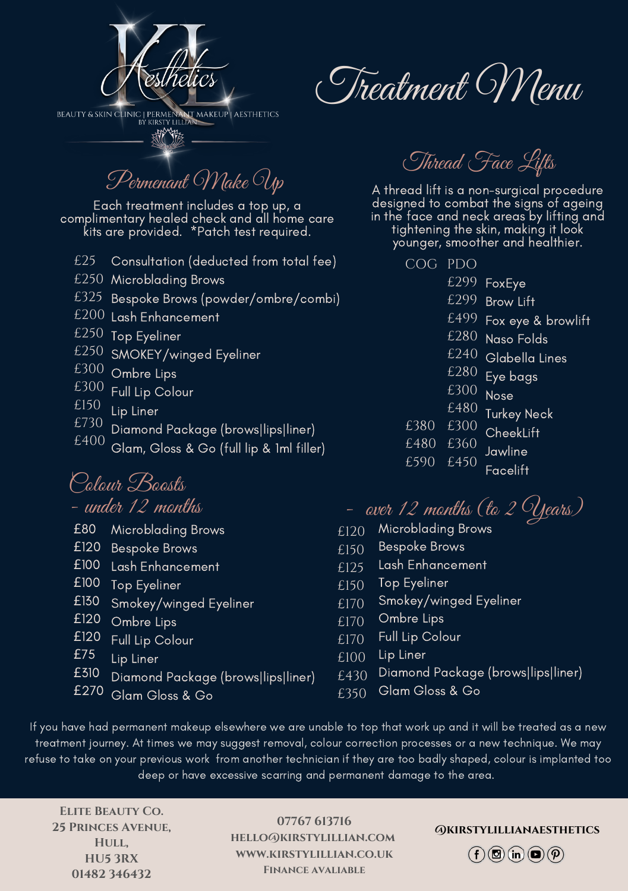KL Aesthetics

BEAUTY & SKIN CLINIC | PERMENANT MAKEUP | AESTHETICS
BY KIRSTY LILLIAN

# Treatment Menu

## Permanent Make Up

Each treatment includes a top up, a complimentary healed check and all home care kits are provided. *Patch test required.

| Price | Treatment |
|---|---|
| £25 | Consultation (deducted from total fee) |
| £250 | Microblading Brows |
| £325 | Bespoke Brows (powder/ombre/combi) |
| £200 | Lash Enhancement |
| £250 | Top Eyeliner |
| £250 | SMOKEY/winged Eyeliner |
| £300 | Ombre Lips |
| £300 | Full Lip Colour |
| £150 | Lip Liner |
| £730 | Diamond Package (brows\|lips\|liner) |
| £400 | Glam, Gloss & Go (full lip & 1ml filler) |

## Thread Face Lifts

A thread lift is a non-surgical procedure designed to combat the signs of ageing in the face and neck areas by lifting and tightening the skin, making it look younger, smoother and healthier.

| COG | PDO | Treatment |
|---|---|---|
| | £299 | FoxEye |
| | £299 | Brow Lift |
| | £499 | Fox eye & browlift |
| | £280 | Naso Folds |
| | £240 | Glabella Lines |
| | £280 | Eye bags |
| | £300 | Nose |
| | £480 | Turkey Neck |
| £380 | £300 | CheekLift |
| £480 | £360 | Jawline |
| £590 | £450 | Facelift |

## Colour Boosts

### - under 12 months

| Price | Treatment |
|---|---|
| £80 | Microblading Brows |
| £120 | Bespoke Brows |
| £100 | Lash Enhancement |
| £100 | Top Eyeliner |
| £130 | Smokey/winged Eyeliner |
| £120 | Ombre Lips |
| £120 | Full Lip Colour |
| £75 | Lip Liner |
| £310 | Diamond Package (brows\|lips\|liner) |
| £270 | Glam Gloss & Go |

### - over 12 months (to 2 Years)

| Price | Treatment |
|---|---|
| £120 | Microblading Brows |
| £150 | Bespoke Brows |
| £125 | Lash Enhancement |
| £150 | Top Eyeliner |
| £170 | Smokey/winged Eyeliner |
| £170 | Ombre Lips |
| £170 | Full Lip Colour |
| £100 | Lip Liner |
| £430 | Diamond Package (brows\|lips\|liner) |
| £350 | Glam Gloss & Go |

If you have had permanent makeup elsewhere we are unable to top that work up and it will be treated as a new treatment journey. At times we may suggest removal, colour correction processes or a new technique. We may refuse to take on your previous work from another technician if they are too badly shaped, colour is implanted too deep or have excessive scarring and permanent damage to the area.

**Elite Beauty Co.**
**25 Princes Avenue,**
**Hull,**
**HU5 3RX**
**01482 346432**

**07767 613716**
**hello@kirstylillian.com**
**www.kirstylillian.co.uk**
**Finance avaliable**

**@kirstylillianaesthetics**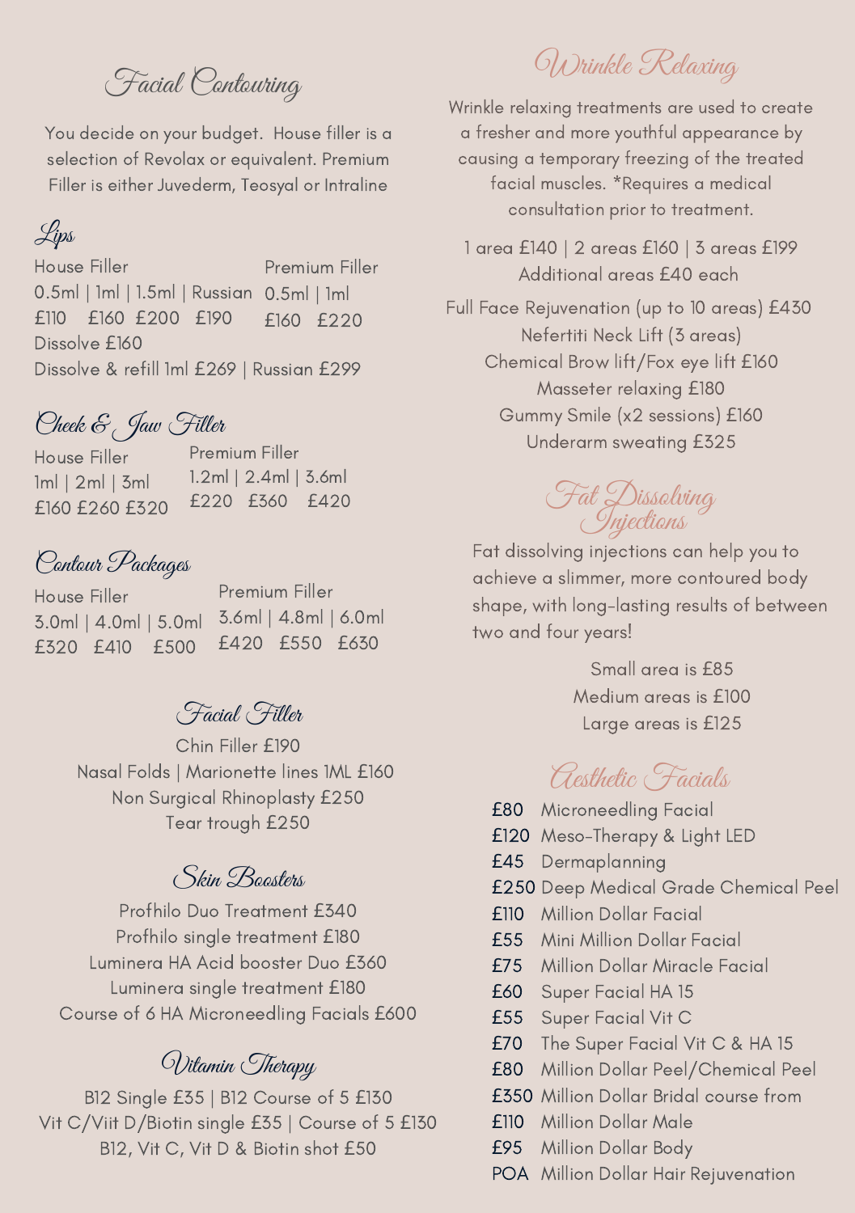# Facial Contouring

You decide on your budget. House filler is a selection of Revolax or equivalent. Premium Filler is either Juvederm, Teosyal or Intraline

## Lips

| House Filler | | | | Premium Filler | |
|---|---|---|---|---|---|
| 0.5ml | 1ml | 1.5ml | Russian | 0.5ml | 1ml |
| £110 | £160 | £200 | £190 | £160 | £220 |

Dissolve £160

Dissolve & refill 1ml £269 | Russian £299

## Cheek & Jaw Filler

| House Filler | | | Premium Filler | | |
|---|---|---|---|---|---|
| 1ml | 2ml | 3ml | 1.2ml | 2.4ml | 3.6ml |
| £160 | £260 | £320 | £220 | £360 | £420 |

## Contour Packages

| House Filler | | | Premium Filler | | |
|---|---|---|---|---|---|
| 3.0ml | 4.0ml | 5.0ml | 3.6ml | 4.8ml | 6.0ml |
| £320 | £410 | £500 | £420 | £550 | £630 |

## Facial Filler

Chin Filler £190

Nasal Folds | Marionette lines 1ML £160

Non Surgical Rhinoplasty £250

Tear trough £250

## Skin Boosters

Profhilo Duo Treatment £340

Profhilo single treatment £180

Luminera HA Acid booster Duo £360

Luminera single treatment £180

Course of 6 HA Microneedling Facials £600

## Vitamin Therapy

B12 Single £35 | B12 Course of 5 £130

Vit C/Viit D/Biotin single £35 | Course of 5 £130

B12, Vit C, Vit D & Biotin shot £50

# Wrinkle Relaxing

Wrinkle relaxing treatments are used to create a fresher and more youthful appearance by causing a temporary freezing of the treated facial muscles. *Requires a medical consultation prior to treatment.

1 area £140 | 2 areas £160 | 3 areas £199

Additional areas £40 each

Full Face Rejuvenation (up to 10 areas) £430

Nefertiti Neck Lift (3 areas)

Chemical Brow lift/Fox eye lift £160

Masseter relaxing £180

Gummy Smile (x2 sessions) £160

Underarm sweating £325

# Fat Dissolving Injections

Fat dissolving injections can help you to achieve a slimmer, more contoured body shape, with long-lasting results of between two and four years!

Small area is £85

Medium areas is £100

Large areas is £125

# Aesthetic Facials

| | |
|---|---|
| £80 | Microneedling Facial |
| £120 | Meso-Therapy & Light LED |
| £45 | Dermaplanning |
| £250 | Deep Medical Grade Chemical Peel |
| £110 | Million Dollar Facial |
| £55 | Mini Million Dollar Facial |
| £75 | Million Dollar Miracle Facial |
| £60 | Super Facial HA 15 |
| £55 | Super Facial Vit C |
| £70 | The Super Facial Vit C & HA 15 |
| £80 | Million Dollar Peel/Chemical Peel |
| £350 | Million Dollar Bridal course from |
| £110 | Million Dollar Male |
| £95 | Million Dollar Body |
| POA | Million Dollar Hair Rejuvenation |